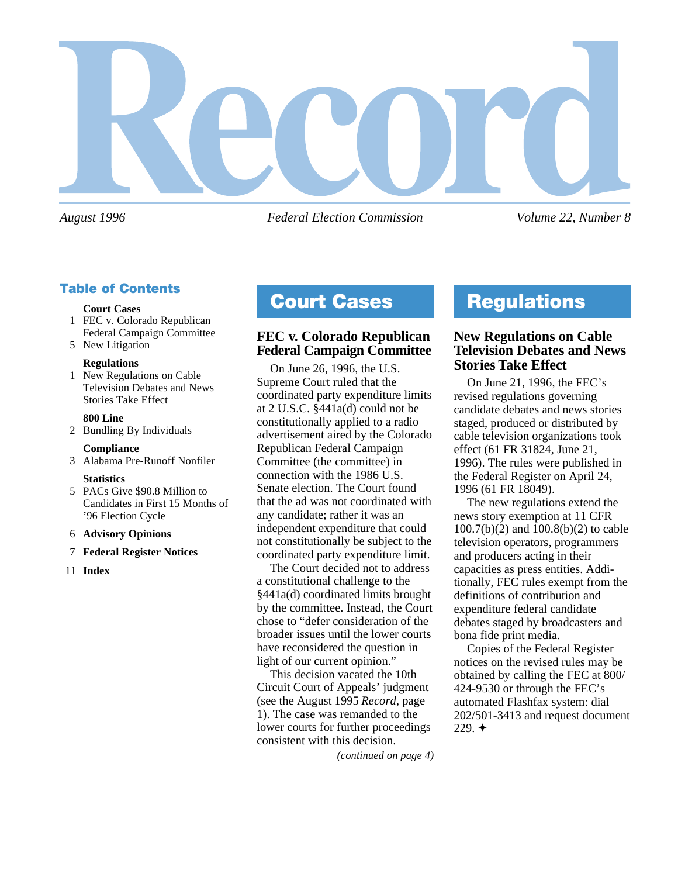# Record

*August 1996* *Federal Election Commission* *Volume 22, Number 8*

## Table of Contents

**Court Cases**
1 FEC v. Colorado Republican Federal Campaign Committee
5 New Litigation

**Regulations**
1 New Regulations on Cable Television Debates and News Stories Take Effect

**800 Line**
2 Bundling By Individuals

**Compliance**
3 Alabama Pre-Runoff Nonfiler

**Statistics**
5 PACs Give $90.8 Million to Candidates in First 15 Months of '96 Election Cycle

6 **Advisory Opinions**

7 **Federal Register Notices**

11 **Index**

## Court Cases

### FEC v. Colorado Republican Federal Campaign Committee

On June 26, 1996, the U.S. Supreme Court ruled that the coordinated party expenditure limits at 2 U.S.C. §441a(d) could not be constitutionally applied to a radio advertisement aired by the Colorado Republican Federal Campaign Committee (the committee) in connection with the 1986 U.S. Senate election. The Court found that the ad was not coordinated with any candidate; rather it was an independent expenditure that could not constitutionally be subject to the coordinated party expenditure limit.

The Court decided not to address a constitutional challenge to the §441a(d) coordinated limits brought by the committee. Instead, the Court chose to "defer consideration of the broader issues until the lower courts have reconsidered the question in light of our current opinion."

This decision vacated the 10th Circuit Court of Appeals' judgment (see the August 1995 *Record*, page 1). The case was remanded to the lower courts for further proceedings consistent with this decision.

*(continued on page 4)*

## Regulations

### New Regulations on Cable Television Debates and News Stories Take Effect

On June 21, 1996, the FEC's revised regulations governing candidate debates and news stories staged, produced or distributed by cable television organizations took effect (61 FR 31824, June 21, 1996). The rules were published in the Federal Register on April 24, 1996 (61 FR 18049).

The new regulations extend the news story exemption at 11 CFR 100.7(b)(2) and 100.8(b)(2) to cable television operators, programmers and producers acting in their capacities as press entities. Additionally, FEC rules exempt from the definitions of contribution and expenditure federal candidate debates staged by broadcasters and bona fide print media.

Copies of the Federal Register notices on the revised rules may be obtained by calling the FEC at 800/424-9530 or through the FEC's automated Flashfax system: dial 202/501-3413 and request document 229. ✦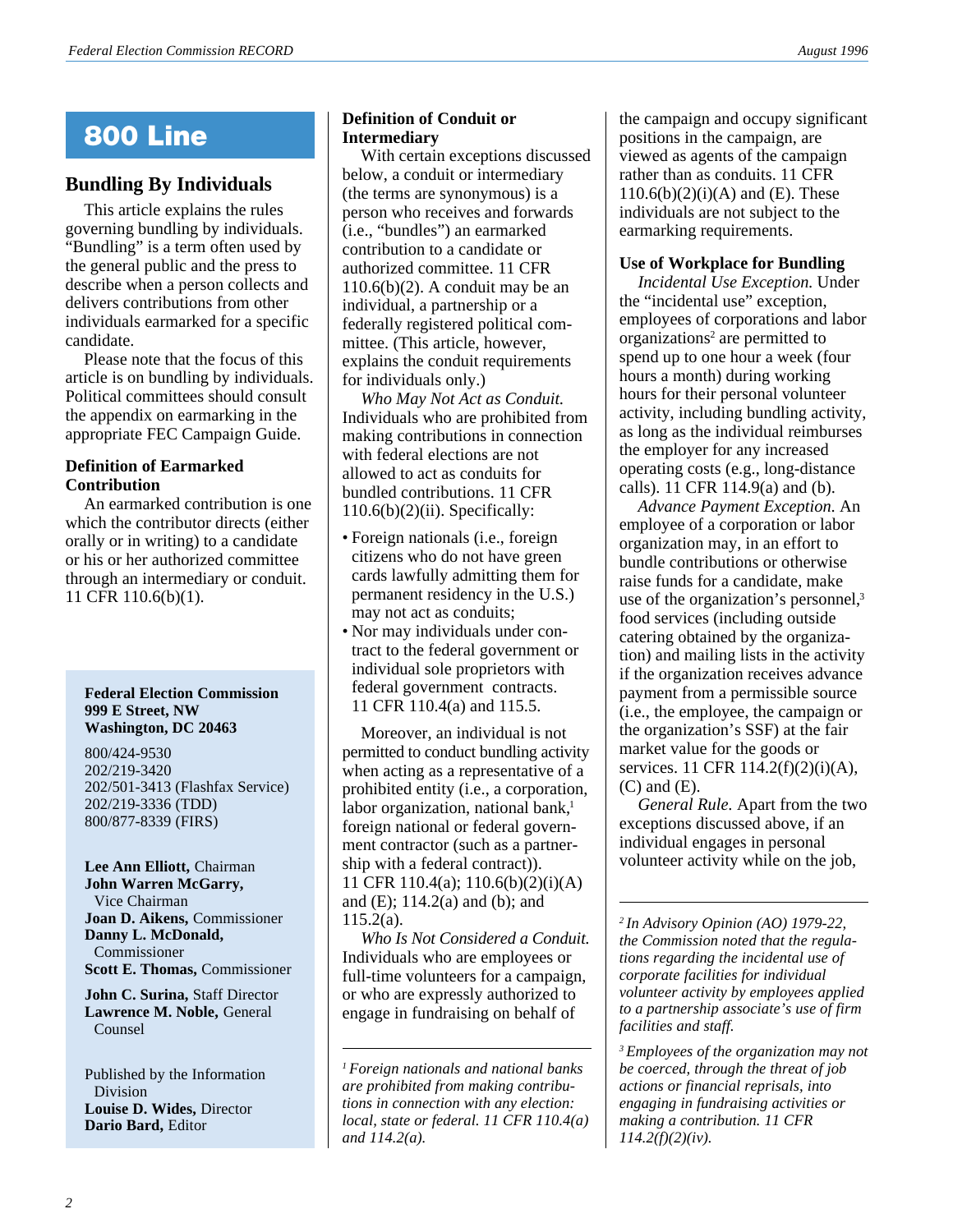# 800 Line

## Bundling By Individuals

This article explains the rules governing bundling by individuals. "Bundling" is a term often used by the general public and the press to describe when a person collects and delivers contributions from other individuals earmarked for a specific candidate.

Please note that the focus of this article is on bundling by individuals. Political committees should consult the appendix on earmarking in the appropriate FEC Campaign Guide.

### Definition of Earmarked Contribution

An earmarked contribution is one which the contributor directs (either orally or in writing) to a candidate or his or her authorized committee through an intermediary or conduit. 11 CFR 110.6(b)(1).

### Definition of Conduit or Intermediary

With certain exceptions discussed below, a conduit or intermediary (the terms are synonymous) is a person who receives and forwards (i.e., "bundles") an earmarked contribution to a candidate or authorized committee. 11 CFR 110.6(b)(2). A conduit may be an individual, a partnership or a federally registered political committee. (This article, however, explains the conduit requirements for individuals only.)

*Who May Not Act as Conduit.* Individuals who are prohibited from making contributions in connection with federal elections are not allowed to act as conduits for bundled contributions. 11 CFR 110.6(b)(2)(ii). Specifically:

- Foreign nationals (i.e., foreign citizens who do not have green cards lawfully admitting them for permanent residency in the U.S.) may not act as conduits;
- Nor may individuals under contract to the federal government or individual sole proprietors with federal government contracts. 11 CFR 110.4(a) and 115.5.

Moreover, an individual is not permitted to conduct bundling activity when acting as a representative of a prohibited entity (i.e., a corporation, labor organization, national bank,[1] foreign national or federal government contractor (such as a partnership with a federal contract)). 11 CFR 110.4(a); 110.6(b)(2)(i)(A) and (E); 114.2(a) and (b); and 115.2(a).

*Who Is Not Considered a Conduit.* Individuals who are employees or full-time volunteers for a campaign, or who are expressly authorized to engage in fundraising on behalf of the campaign and occupy significant positions in the campaign, are viewed as agents of the campaign rather than as conduits. 11 CFR 110.6(b)(2)(i)(A) and (E). These individuals are not subject to the earmarking requirements.

### Use of Workplace for Bundling

*Incidental Use Exception.* Under the "incidental use" exception, employees of corporations and labor organizations[2] are permitted to spend up to one hour a week (four hours a month) during working hours for their personal volunteer activity, including bundling activity, as long as the individual reimburses the employer for any increased operating costs (e.g., long-distance calls). 11 CFR 114.9(a) and (b).

*Advance Payment Exception.* An employee of a corporation or labor organization may, in an effort to bundle contributions or otherwise raise funds for a candidate, make use of the organization's personnel,[3] food services (including outside catering obtained by the organization) and mailing lists in the activity if the organization receives advance payment from a permissible source (i.e., the employee, the campaign or the organization's SSF) at the fair market value for the goods or services. 11 CFR 114.2(f)(2)(i)(A), (C) and (E).

*General Rule.* Apart from the two exceptions discussed above, if an individual engages in personal volunteer activity while on the job,

---

[1] *Foreign nationals and national banks are prohibited from making contributions in connection with any election: local, state or federal. 11 CFR 110.4(a) and 114.2(a).*

[2] *In Advisory Opinion (AO) 1979-22, the Commission noted that the regulations regarding the incidental use of corporate facilities for individual volunteer activity by employees applied to a partnership associate's use of firm facilities and staff.*

[3] *Employees of the organization may not be coerced, through the threat of job actions or financial reprisals, into engaging in fundraising activities or making a contribution. 11 CFR 114.2(f)(2)(iv).*

---

**Federal Election Commission**
**999 E Street, NW**
**Washington, DC 20463**

800/424-9530
202/219-3420
202/501-3413 (Flashfax Service)
202/219-3336 (TDD)
800/877-8339 (FIRS)

**Lee Ann Elliott,** Chairman
**John Warren McGarry,** Vice Chairman
**Joan D. Aikens,** Commissioner
**Danny L. McDonald,** Commissioner
**Scott E. Thomas,** Commissioner

**John C. Surina,** Staff Director
**Lawrence M. Noble,** General Counsel

Published by the Information Division
**Louise D. Wides,** Director
**Dario Bard,** Editor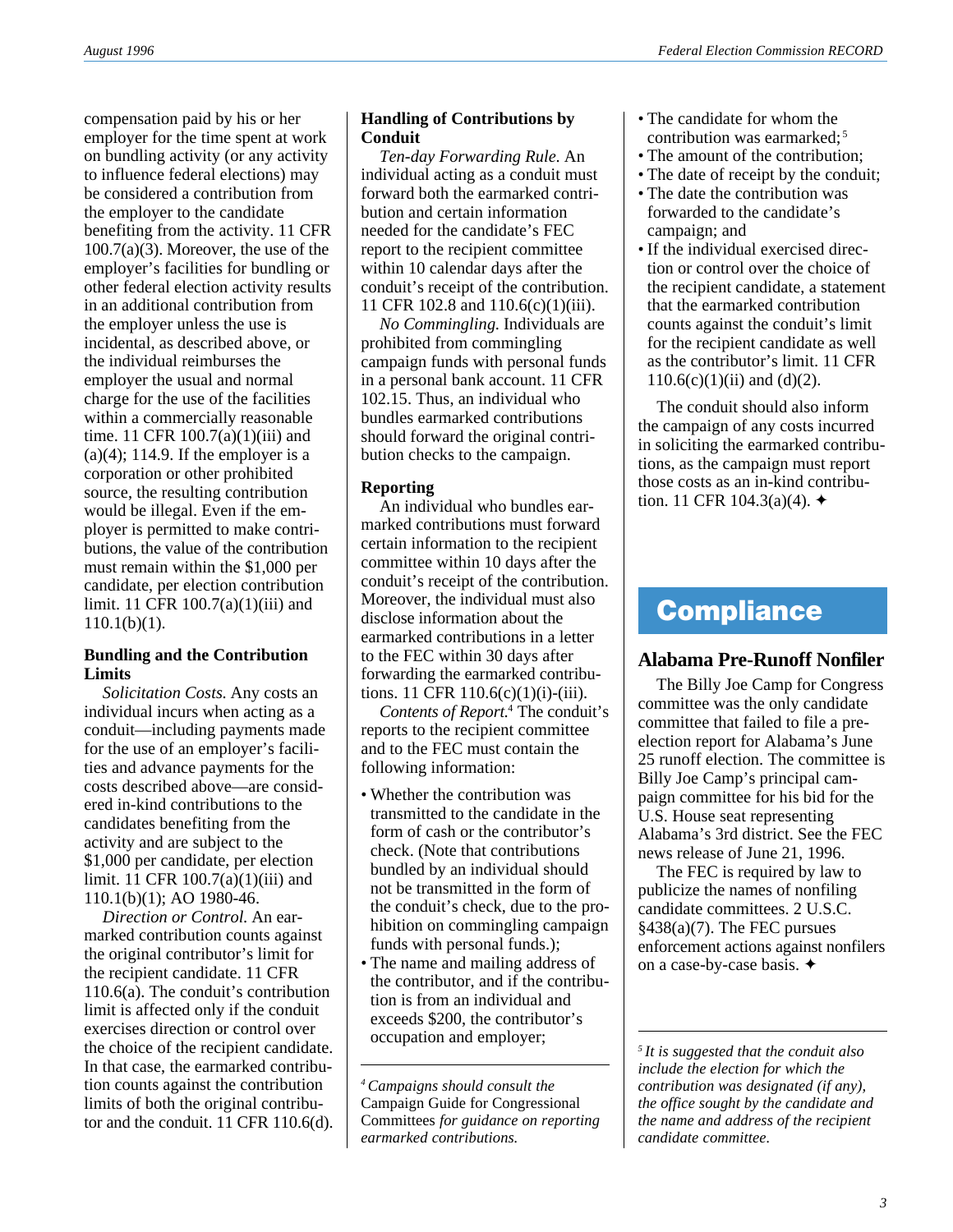compensation paid by his or her employer for the time spent at work on bundling activity (or any activity to influence federal elections) may be considered a contribution from the employer to the candidate benefiting from the activity. 11 CFR 100.7(a)(3). Moreover, the use of the employer's facilities for bundling or other federal election activity results in an additional contribution from the employer unless the use is incidental, as described above, or the individual reimburses the employer the usual and normal charge for the use of the facilities within a commercially reasonable time. 11 CFR 100.7(a)(1)(iii) and (a)(4); 114.9. If the employer is a corporation or other prohibited source, the resulting contribution would be illegal. Even if the employer is permitted to make contributions, the value of the contribution must remain within the $1,000 per candidate, per election contribution limit. 11 CFR 100.7(a)(1)(iii) and 110.1(b)(1).

### Bundling and the Contribution Limits

*Solicitation Costs.* Any costs an individual incurs when acting as a conduit—including payments made for the use of an employer's facilities and advance payments for the costs described above—are considered in-kind contributions to the candidates benefiting from the activity and are subject to the $1,000 per candidate, per election limit. 11 CFR 100.7(a)(1)(iii) and 110.1(b)(1); AO 1980-46.

*Direction or Control.* An earmarked contribution counts against the original contributor's limit for the recipient candidate. 11 CFR 110.6(a). The conduit's contribution limit is affected only if the conduit exercises direction or control over the choice of the recipient candidate. In that case, the earmarked contribution counts against the contribution limits of both the original contributor and the conduit. 11 CFR 110.6(d).

### Handling of Contributions by Conduit

*Ten-day Forwarding Rule.* An individual acting as a conduit must forward both the earmarked contribution and certain information needed for the candidate's FEC report to the recipient committee within 10 calendar days after the conduit's receipt of the contribution. 11 CFR 102.8 and 110.6(c)(1)(iii).

*No Commingling.* Individuals are prohibited from commingling campaign funds with personal funds in a personal bank account. 11 CFR 102.15. Thus, an individual who bundles earmarked contributions should forward the original contribution checks to the campaign.

### Reporting

An individual who bundles earmarked contributions must forward certain information to the recipient committee within 10 days after the conduit's receipt of the contribution. Moreover, the individual must also disclose information about the earmarked contributions in a letter to the FEC within 30 days after forwarding the earmarked contributions. 11 CFR 110.6(c)(1)(i)-(iii).

*Contents of Report.*[4] The conduit's reports to the recipient committee and to the FEC must contain the following information:

- Whether the contribution was transmitted to the candidate in the form of cash or the contributor's check. (Note that contributions bundled by an individual should not be transmitted in the form of the conduit's check, due to the prohibition on commingling campaign funds with personal funds.);
- The name and mailing address of the contributor, and if the contribution is from an individual and exceeds $200, the contributor's occupation and employer;
- The candidate for whom the contribution was earmarked;[5]
- The amount of the contribution;
- The date of receipt by the conduit;
- The date the contribution was forwarded to the candidate's campaign; and
- If the individual exercised direction or control over the choice of the recipient candidate, a statement that the earmarked contribution counts against the conduit's limit for the recipient candidate as well as the contributor's limit. 11 CFR 110.6(c)(1)(ii) and (d)(2).

The conduit should also inform the campaign of any costs incurred in soliciting the earmarked contributions, as the campaign must report those costs as an in-kind contribution. 11 CFR 104.3(a)(4). ✦

# Compliance

## Alabama Pre-Runoff Nonfiler

The Billy Joe Camp for Congress committee was the only candidate committee that failed to file a pre-election report for Alabama's June 25 runoff election. The committee is Billy Joe Camp's principal campaign committee for his bid for the U.S. House seat representing Alabama's 3rd district. See the FEC news release of June 21, 1996.

The FEC is required by law to publicize the names of nonfiling candidate committees. 2 U.S.C. §438(a)(7). The FEC pursues enforcement actions against nonfilers on a case-by-case basis. ✦

---

[4] *Campaigns should consult the* Campaign Guide for Congressional Committees *for guidance on reporting earmarked contributions.*

[5] *It is suggested that the conduit also include the election for which the contribution was designated (if any), the office sought by the candidate and the name and address of the recipient candidate committee.*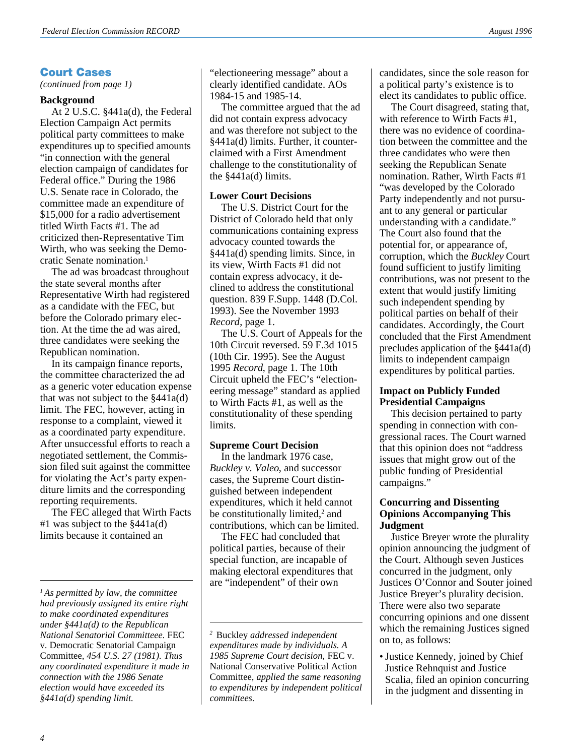## Court Cases

*(continued from page 1)*

### Background

At 2 U.S.C. §441a(d), the Federal Election Campaign Act permits political party committees to make expenditures up to specified amounts "in connection with the general election campaign of candidates for Federal office." During the 1986 U.S. Senate race in Colorado, the committee made an expenditure of $15,000 for a radio advertisement titled Wirth Facts #1. The ad criticized then-Representative Tim Wirth, who was seeking the Democratic Senate nomination.[1]

The ad was broadcast throughout the state several months after Representative Wirth had registered as a candidate with the FEC, but before the Colorado primary election. At the time the ad was aired, three candidates were seeking the Republican nomination.

In its campaign finance reports, the committee characterized the ad as a generic voter education expense that was not subject to the §441a(d) limit. The FEC, however, acting in response to a complaint, viewed it as a coordinated party expenditure. After unsuccessful efforts to reach a negotiated settlement, the Commission filed suit against the committee for violating the Act's party expenditure limits and the corresponding reporting requirements.

The FEC alleged that Wirth Facts #1 was subject to the §441a(d) limits because it contained an "electioneering message" about a clearly identified candidate. AOs 1984-15 and 1985-14.

The committee argued that the ad did not contain express advocacy and was therefore not subject to the §441a(d) limits. Further, it counterclaimed with a First Amendment challenge to the constitutionality of the §441a(d) limits.

### Lower Court Decisions

The U.S. District Court for the District of Colorado held that only communications containing express advocacy counted towards the §441a(d) spending limits. Since, in its view, Wirth Facts #1 did not contain express advocacy, it declined to address the constitutional question. 839 F.Supp. 1448 (D.Col. 1993). See the November 1993 *Record*, page 1.

The U.S. Court of Appeals for the 10th Circuit reversed. 59 F.3d 1015 (10th Cir. 1995). See the August 1995 *Record*, page 1. The 10th Circuit upheld the FEC's "electioneering message" standard as applied to Wirth Facts #1, as well as the constitutionality of these spending limits.

### Supreme Court Decision

In the landmark 1976 case, *Buckley v. Valeo*, and successor cases, the Supreme Court distinguished between independent expenditures, which it held cannot be constitutionally limited,[2] and contributions, which can be limited.

The FEC had concluded that political parties, because of their special function, are incapable of making electoral expenditures that are "independent" of their own candidates, since the sole reason for a political party's existence is to elect its candidates to public office.

The Court disagreed, stating that, with reference to Wirth Facts #1, there was no evidence of coordination between the committee and the three candidates who were then seeking the Republican Senate nomination. Rather, Wirth Facts #1 "was developed by the Colorado Party independently and not pursuant to any general or particular understanding with a candidate." The Court also found that the potential for, or appearance of, corruption, which the *Buckley* Court found sufficient to justify limiting contributions, was not present to the extent that would justify limiting such independent spending by political parties on behalf of their candidates. Accordingly, the Court concluded that the First Amendment precludes application of the §441a(d) limits to independent campaign expenditures by political parties.

### Impact on Publicly Funded Presidential Campaigns

This decision pertained to party spending in connection with congressional races. The Court warned that this opinion does not "address issues that might grow out of the public funding of Presidential campaigns."

### Concurring and Dissenting Opinions Accompanying This Judgment

Justice Breyer wrote the plurality opinion announcing the judgment of the Court. Although seven Justices concurred in the judgment, only Justices O'Connor and Souter joined Justice Breyer's plurality decision. There were also two separate concurring opinions and one dissent which the remaining Justices signed on to, as follows:

- Justice Kennedy, joined by Chief Justice Rehnquist and Justice Scalia, filed an opinion concurring in the judgment and dissenting in

---

[1] *As permitted by law, the committee had previously assigned its entire right to make coordinated expenditures under §441a(d) to the Republican National Senatorial Committee.* FEC v. Democratic Senatorial Campaign Committee, *454 U.S. 27 (1981). Thus any coordinated expenditure it made in connection with the 1986 Senate election would have exceeded its §441a(d) spending limit.*

[2] Buckley *addressed independent expenditures made by individuals. A 1985 Supreme Court decision,* FEC v. National Conservative Political Action Committee, *applied the same reasoning to expenditures by independent political committees.*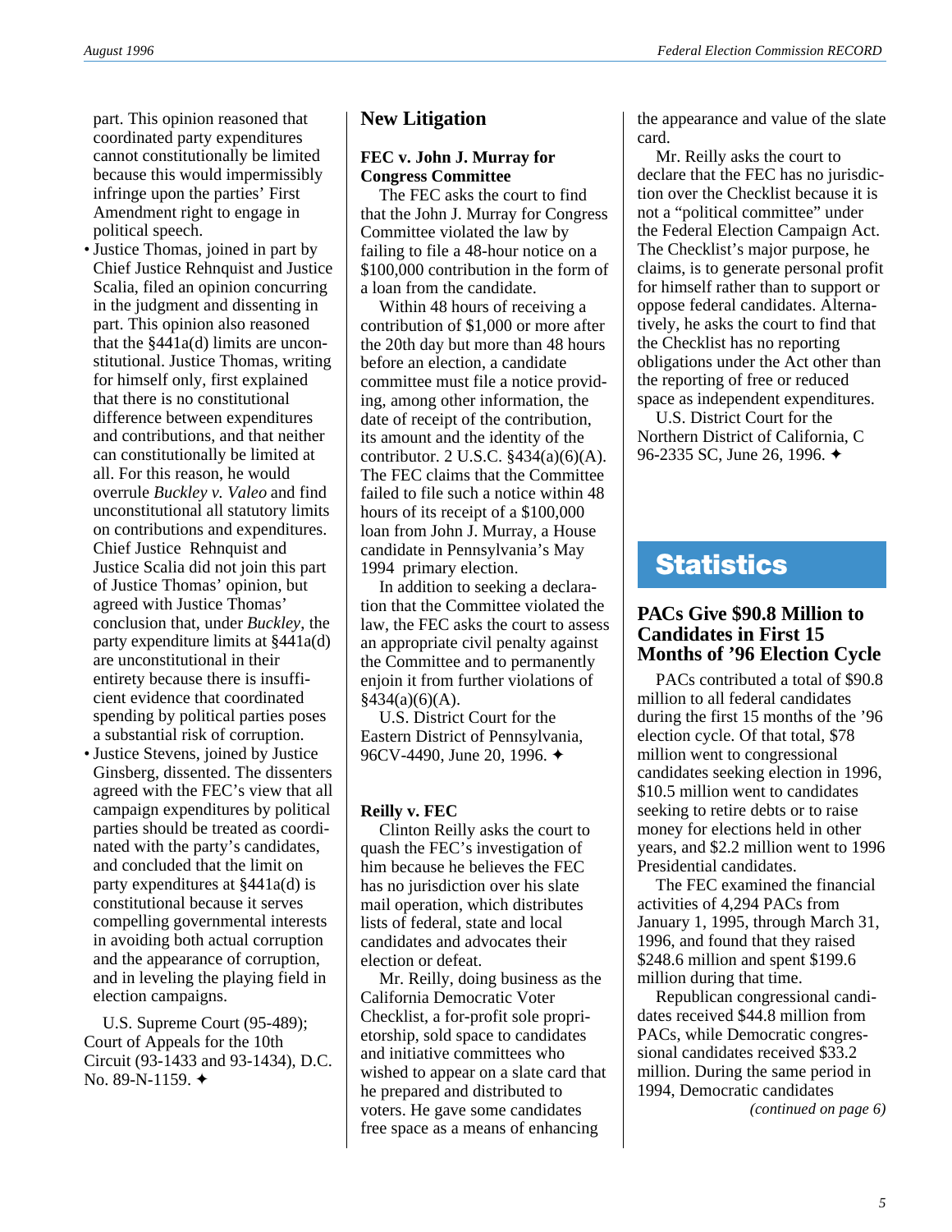part. This opinion reasoned that coordinated party expenditures cannot constitutionally be limited because this would impermissibly infringe upon the parties' First Amendment right to engage in political speech.

- Justice Thomas, joined in part by Chief Justice Rehnquist and Justice Scalia, filed an opinion concurring in the judgment and dissenting in part. This opinion also reasoned that the §441a(d) limits are unconstitutional. Justice Thomas, writing for himself only, first explained that there is no constitutional difference between expenditures and contributions, and that neither can constitutionally be limited at all. For this reason, he would overrule *Buckley v. Valeo* and find unconstitutional all statutory limits on contributions and expenditures. Chief Justice Rehnquist and Justice Scalia did not join this part of Justice Thomas' opinion, but agreed with Justice Thomas' conclusion that, under *Buckley*, the party expenditure limits at §441a(d) are unconstitutional in their entirety because there is insufficient evidence that coordinated spending by political parties poses a substantial risk of corruption.
- Justice Stevens, joined by Justice Ginsberg, dissented. The dissenters agreed with the FEC's view that all campaign expenditures by political parties should be treated as coordinated with the party's candidates, and concluded that the limit on party expenditures at §441a(d) is constitutional because it serves compelling governmental interests in avoiding both actual corruption and the appearance of corruption, and in leveling the playing field in election campaigns.

U.S. Supreme Court (95-489); Court of Appeals for the 10th Circuit (93-1433 and 93-1434), D.C. No. 89-N-1159. ✦

## New Litigation

### FEC v. John J. Murray for Congress Committee

The FEC asks the court to find that the John J. Murray for Congress Committee violated the law by failing to file a 48-hour notice on a $100,000 contribution in the form of a loan from the candidate.

Within 48 hours of receiving a contribution of $1,000 or more after the 20th day but more than 48 hours before an election, a candidate committee must file a notice providing, among other information, the date of receipt of the contribution, its amount and the identity of the contributor. 2 U.S.C. §434(a)(6)(A). The FEC claims that the Committee failed to file such a notice within 48 hours of its receipt of a $100,000 loan from John J. Murray, a House candidate in Pennsylvania's May 1994 primary election.

In addition to seeking a declaration that the Committee violated the law, the FEC asks the court to assess an appropriate civil penalty against the Committee and to permanently enjoin it from further violations of §434(a)(6)(A).

U.S. District Court for the Eastern District of Pennsylvania, 96CV-4490, June 20, 1996. ✦

### Reilly v. FEC

Clinton Reilly asks the court to quash the FEC's investigation of him because he believes the FEC has no jurisdiction over his slate mail operation, which distributes lists of federal, state and local candidates and advocates their election or defeat.

Mr. Reilly, doing business as the California Democratic Voter Checklist, a for-profit sole proprietorship, sold space to candidates and initiative committees who wished to appear on a slate card that he prepared and distributed to voters. He gave some candidates free space as a means of enhancing the appearance and value of the slate card.

Mr. Reilly asks the court to declare that the FEC has no jurisdiction over the Checklist because it is not a "political committee" under the Federal Election Campaign Act. The Checklist's major purpose, he claims, is to generate personal profit for himself rather than to support or oppose federal candidates. Alternatively, he asks the court to find that the Checklist has no reporting obligations under the Act other than the reporting of free or reduced space as independent expenditures.

U.S. District Court for the Northern District of California, C 96-2335 SC, June 26, 1996. ✦

## Statistics

### PACs Give $90.8 Million to Candidates in First 15 Months of '96 Election Cycle

PACs contributed a total of $90.8 million to all federal candidates during the first 15 months of the '96 election cycle. Of that total, $78 million went to congressional candidates seeking election in 1996, $10.5 million went to candidates seeking to retire debts or to raise money for elections held in other years, and $2.2 million went to 1996 Presidential candidates.

The FEC examined the financial activities of 4,294 PACs from January 1, 1995, through March 31, 1996, and found that they raised $248.6 million and spent $199.6 million during that time.

Republican congressional candidates received $44.8 million from PACs, while Democratic congressional candidates received $33.2 million. During the same period in 1994, Democratic candidates

*(continued on page 6)*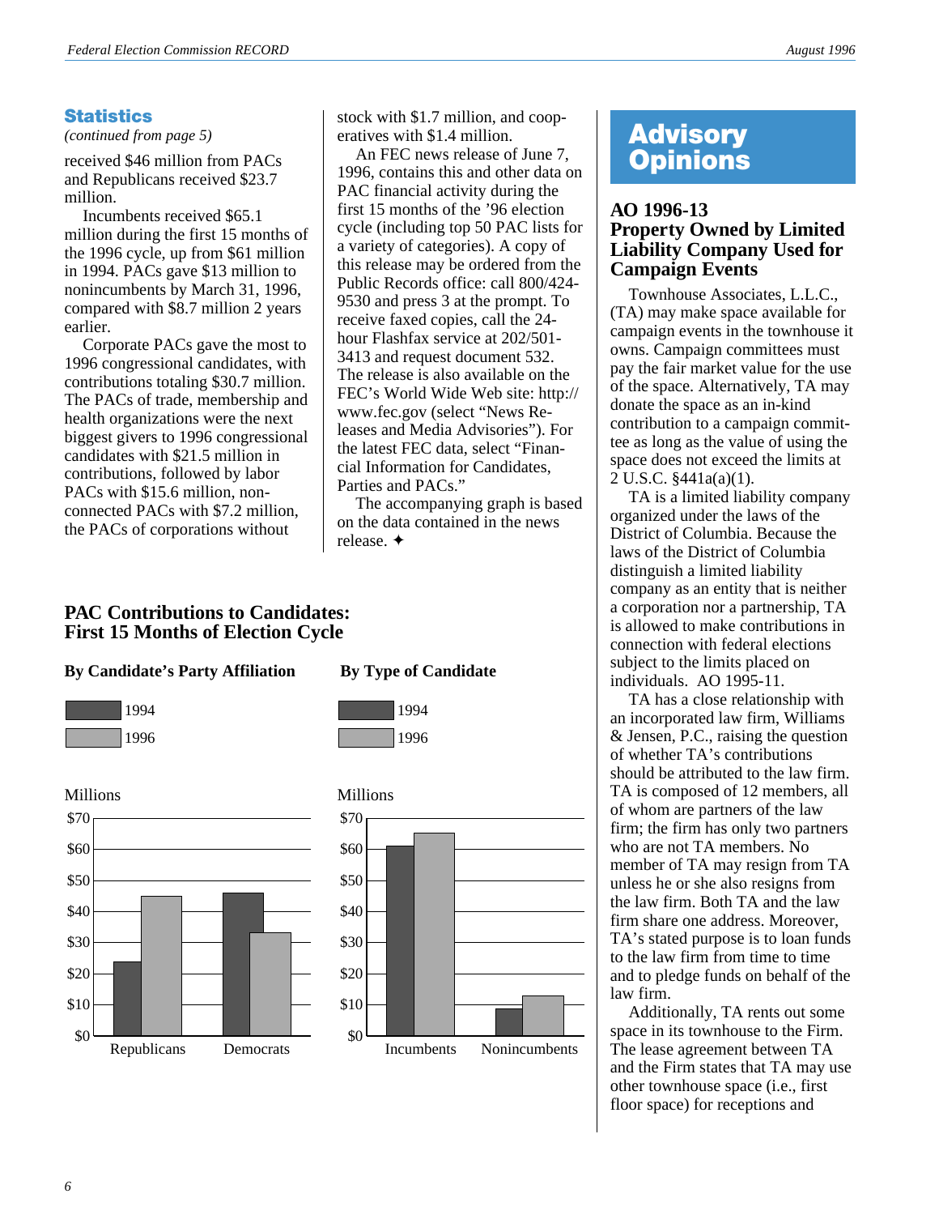## Statistics

*(continued from page 5)*

received $46 million from PACs and Republicans received $23.7 million.

Incumbents received $65.1 million during the first 15 months of the 1996 cycle, up from $61 million in 1994. PACs gave $13 million to nonincumbents by March 31, 1996, compared with $8.7 million 2 years earlier.

Corporate PACs gave the most to 1996 congressional candidates, with contributions totaling $30.7 million. The PACs of trade, membership and health organizations were the next biggest givers to 1996 congressional candidates with $21.5 million in contributions, followed by labor PACs with $15.6 million, nonconnected PACs with $7.2 million, the PACs of corporations without stock with $1.7 million, and cooperatives with $1.4 million.

An FEC news release of June 7, 1996, contains this and other data on PAC financial activity during the first 15 months of the '96 election cycle (including top 50 PAC lists for a variety of categories). A copy of this release may be ordered from the Public Records office: call 800/424-9530 and press 3 at the prompt. To receive faxed copies, call the 24-hour Flashfax service at 202/501-3413 and request document 532. The release is also available on the FEC's World Wide Web site: http://www.fec.gov (select "News Releases and Media Advisories"). For the latest FEC data, select "Financial Information for Candidates, Parties and PACs."

The accompanying graph is based on the data contained in the news release. ✦

### PAC Contributions to Candidates: First 15 Months of Election Cycle

**By Candidate's Party Affiliation**

Millions

| | 1994 | 1996 |
|---|---|---|
| Republicans | $23.7 | $46 |
| Democrats | $46 | $33 |

**By Type of Candidate**

Millions

| | 1994 | 1996 |
|---|---|---|
| Incumbents | $61 | $65.1 |
| Nonincumbents | $8.7 | $13 |

# Advisory Opinions

### AO 1996-13 Property Owned by Limited Liability Company Used for Campaign Events

Townhouse Associates, L.L.C., (TA) may make space available for campaign events in the townhouse it owns. Campaign committees must pay the fair market value for the use of the space. Alternatively, TA may donate the space as an in-kind contribution to a campaign committee as long as the value of using the space does not exceed the limits at 2 U.S.C. §441a(a)(1).

TA is a limited liability company organized under the laws of the District of Columbia. Because the laws of the District of Columbia distinguish a limited liability company as an entity that is neither a corporation nor a partnership, TA is allowed to make contributions in connection with federal elections subject to the limits placed on individuals. AO 1995-11.

TA has a close relationship with an incorporated law firm, Williams & Jensen, P.C., raising the question of whether TA's contributions should be attributed to the law firm. TA is composed of 12 members, all of whom are partners of the law firm; the firm has only two partners who are not TA members. No member of TA may resign from TA unless he or she also resigns from the law firm. Both TA and the law firm share one address. Moreover, TA's stated purpose is to loan funds to the law firm from time to time and to pledge funds on behalf of the law firm.

Additionally, TA rents out some space in its townhouse to the Firm. The lease agreement between TA and the Firm states that TA may use other townhouse space (i.e., first floor space) for receptions and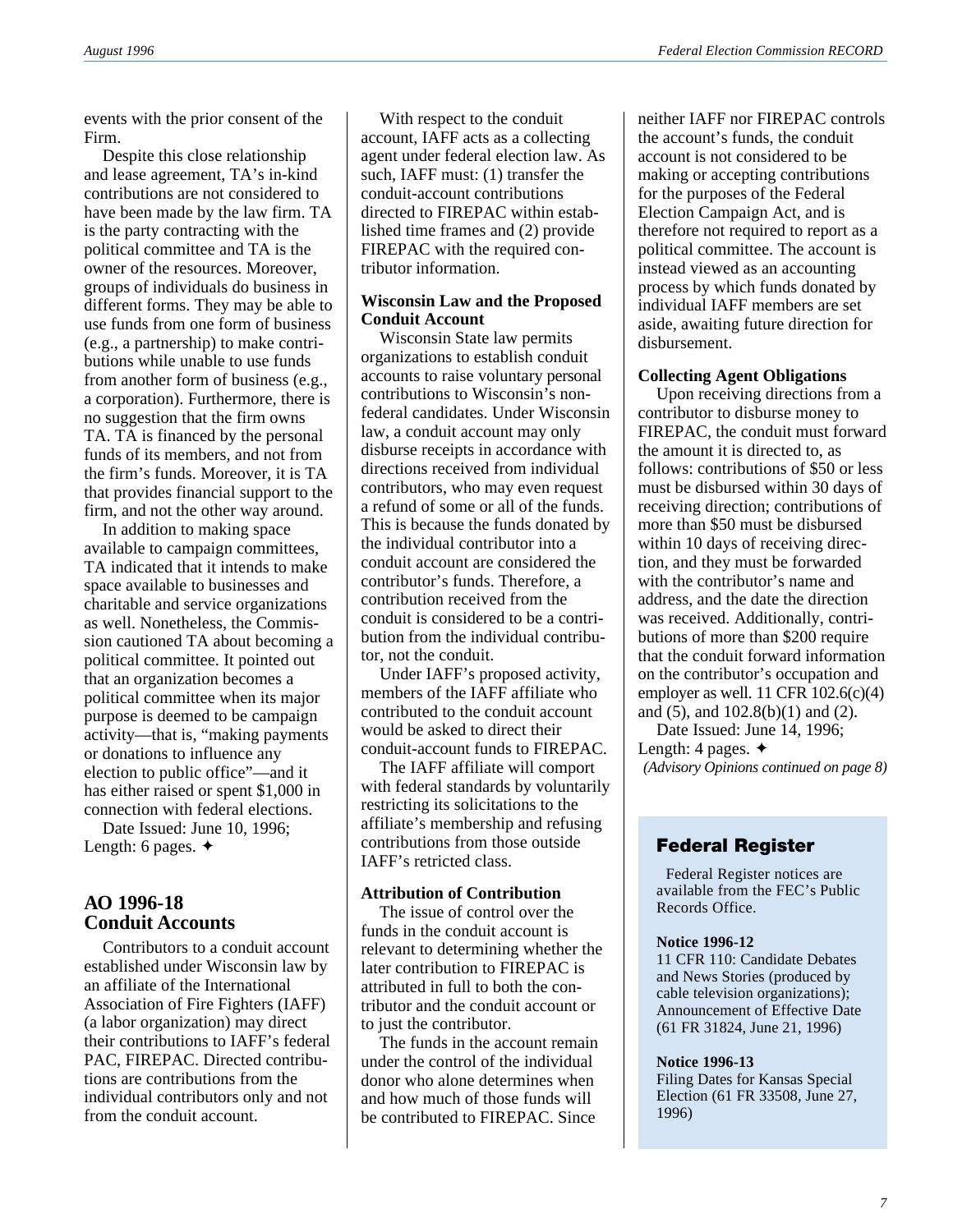events with the prior consent of the Firm.

Despite this close relationship and lease agreement, TA's in-kind contributions are not considered to have been made by the law firm. TA is the party contracting with the political committee and TA is the owner of the resources. Moreover, groups of individuals do business in different forms. They may be able to use funds from one form of business (e.g., a partnership) to make contributions while unable to use funds from another form of business (e.g., a corporation). Furthermore, there is no suggestion that the firm owns TA. TA is financed by the personal funds of its members, and not from the firm's funds. Moreover, it is TA that provides financial support to the firm, and not the other way around.

In addition to making space available to campaign committees, TA indicated that it intends to make space available to businesses and charitable and service organizations as well. Nonetheless, the Commission cautioned TA about becoming a political committee. It pointed out that an organization becomes a political committee when its major purpose is deemed to be campaign activity—that is, "making payments or donations to influence any election to public office"—and it has either raised or spent $1,000 in connection with federal elections.

Date Issued: June 10, 1996; Length: 6 pages. ✦

## AO 1996-18 Conduit Accounts

Contributors to a conduit account established under Wisconsin law by an affiliate of the International Association of Fire Fighters (IAFF) (a labor organization) may direct their contributions to IAFF's federal PAC, FIREPAC. Directed contributions are contributions from the individual contributors only and not from the conduit account.

With respect to the conduit account, IAFF acts as a collecting agent under federal election law. As such, IAFF must: (1) transfer the conduit-account contributions directed to FIREPAC within established time frames and (2) provide FIREPAC with the required contributor information.

### Wisconsin Law and the Proposed Conduit Account

Wisconsin State law permits organizations to establish conduit accounts to raise voluntary personal contributions to Wisconsin's nonfederal candidates. Under Wisconsin law, a conduit account may only disburse receipts in accordance with directions received from individual contributors, who may even request a refund of some or all of the funds. This is because the funds donated by the individual contributor into a conduit account are considered the contributor's funds. Therefore, a contribution received from the conduit is considered to be a contribution from the individual contributor, not the conduit.

Under IAFF's proposed activity, members of the IAFF affiliate who contributed to the conduit account would be asked to direct their conduit-account funds to FIREPAC.

The IAFF affiliate will comport with federal standards by voluntarily restricting its solicitations to the affiliate's membership and refusing contributions from those outside IAFF's retricted class.

### Attribution of Contribution

The issue of control over the funds in the conduit account is relevant to determining whether the later contribution to FIREPAC is attributed in full to both the contributor and the conduit account or to just the contributor.

The funds in the account remain under the control of the individual donor who alone determines when and how much of those funds will be contributed to FIREPAC. Since neither IAFF nor FIREPAC controls the account's funds, the conduit account is not considered to be making or accepting contributions for the purposes of the Federal Election Campaign Act, and is therefore not required to report as a political committee. The account is instead viewed as an accounting process by which funds donated by individual IAFF members are set aside, awaiting future direction for disbursement.

### Collecting Agent Obligations

Upon receiving directions from a contributor to disburse money to FIREPAC, the conduit must forward the amount it is directed to, as follows: contributions of $50 or less must be disbursed within 30 days of receiving direction; contributions of more than $50 must be disbursed within 10 days of receiving direction, and they must be forwarded with the contributor's name and address, and the date the direction was received. Additionally, contributions of more than $200 require that the conduit forward information on the contributor's occupation and employer as well. 11 CFR 102.6(c)(4) and (5), and 102.8(b)(1) and (2).

Date Issued: June 14, 1996; Length: 4 pages. ✦

*(Advisory Opinions continued on page 8)*

## Federal Register

Federal Register notices are available from the FEC's Public Records Office.

**Notice 1996-12**
11 CFR 110: Candidate Debates and News Stories (produced by cable television organizations); Announcement of Effective Date (61 FR 31824, June 21, 1996)

**Notice 1996-13**
Filing Dates for Kansas Special Election (61 FR 33508, June 27, 1996)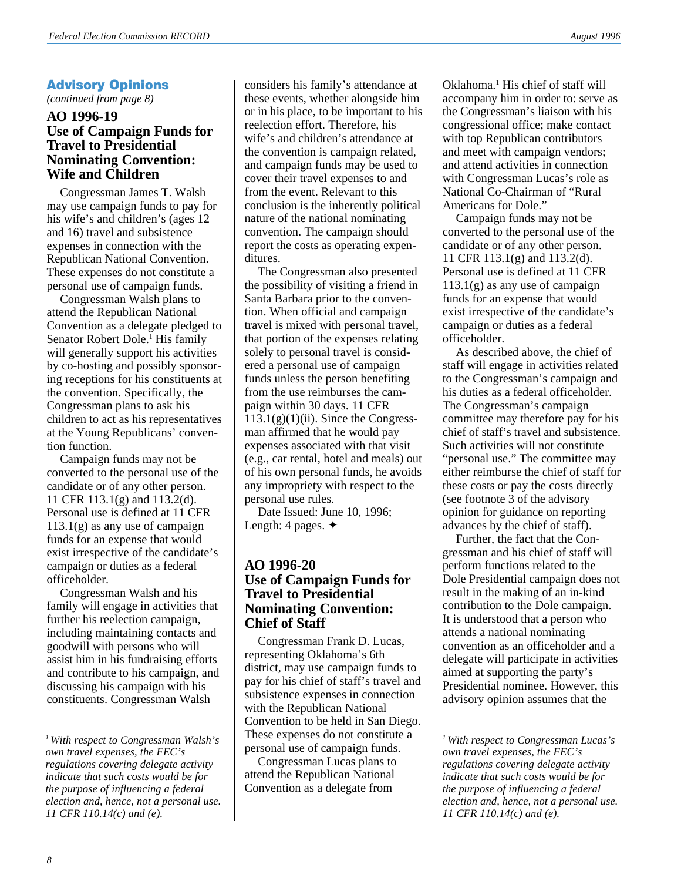## Advisory Opinions

*(continued from page 8)*

### AO 1996-19
### Use of Campaign Funds for Travel to Presidential Nominating Convention: Wife and Children

Congressman James T. Walsh may use campaign funds to pay for his wife's and children's (ages 12 and 16) travel and subsistence expenses in connection with the Republican National Convention. These expenses do not constitute a personal use of campaign funds.

Congressman Walsh plans to attend the Republican National Convention as a delegate pledged to Senator Robert Dole.[1] His family will generally support his activities by co-hosting and possibly sponsoring receptions for his constituents at the convention. Specifically, the Congressman plans to ask his children to act as his representatives at the Young Republicans' convention function.

Campaign funds may not be converted to the personal use of the candidate or of any other person. 11 CFR 113.1(g) and 113.2(d). Personal use is defined at 11 CFR 113.1(g) as any use of campaign funds for an expense that would exist irrespective of the candidate's campaign or duties as a federal officeholder.

Congressman Walsh and his family will engage in activities that further his reelection campaign, including maintaining contacts and goodwill with persons who will assist him in his fundraising efforts and contribute to his campaign, and discussing his campaign with his constituents. Congressman Walsh considers his family's attendance at these events, whether alongside him or in his place, to be important to his reelection effort. Therefore, his wife's and children's attendance at the convention is campaign related, and campaign funds may be used to cover their travel expenses to and from the event. Relevant to this conclusion is the inherently political nature of the national nominating convention. The campaign should report the costs as operating expenditures.

The Congressman also presented the possibility of visiting a friend in Santa Barbara prior to the convention. When official and campaign travel is mixed with personal travel, that portion of the expenses relating solely to personal travel is considered a personal use of campaign funds unless the person benefiting from the use reimburses the campaign within 30 days. 11 CFR 113.1(g)(1)(ii). Since the Congressman affirmed that he would pay expenses associated with that visit (e.g., car rental, hotel and meals) out of his own personal funds, he avoids any impropriety with respect to the personal use rules.

Date Issued: June 10, 1996; Length: 4 pages. ✦

[1] *With respect to Congressman Walsh's own travel expenses, the FEC's regulations covering delegate activity indicate that such costs would be for the purpose of influencing a federal election and, hence, not a personal use. 11 CFR 110.14(c) and (e).*

### AO 1996-20
### Use of Campaign Funds for Travel to Presidential Nominating Convention: Chief of Staff

Congressman Frank D. Lucas, representing Oklahoma's 6th district, may use campaign funds to pay for his chief of staff's travel and subsistence expenses in connection with the Republican National Convention to be held in San Diego. These expenses do not constitute a personal use of campaign funds.

Congressman Lucas plans to attend the Republican National Convention as a delegate from Oklahoma.[1] His chief of staff will accompany him in order to: serve as the Congressman's liaison with his congressional office; make contact with top Republican contributors and meet with campaign vendors; and attend activities in connection with Congressman Lucas's role as National Co-Chairman of "Rural Americans for Dole."

Campaign funds may not be converted to the personal use of the candidate or of any other person. 11 CFR 113.1(g) and 113.2(d). Personal use is defined at 11 CFR 113.1(g) as any use of campaign funds for an expense that would exist irrespective of the candidate's campaign or duties as a federal officeholder.

As described above, the chief of staff will engage in activities related to the Congressman's campaign and his duties as a federal officeholder. The Congressman's campaign committee may therefore pay for his chief of staff's travel and subsistence. Such activities will not constitute "personal use." The committee may either reimburse the chief of staff for these costs or pay the costs directly (see footnote 3 of the advisory opinion for guidance on reporting advances by the chief of staff).

Further, the fact that the Congressman and his chief of staff will perform functions related to the Dole Presidential campaign does not result in the making of an in-kind contribution to the Dole campaign. It is understood that a person who attends a national nominating convention as an officeholder and a delegate will participate in activities aimed at supporting the party's Presidential nominee. However, this advisory opinion assumes that the

[1] *With respect to Congressman Lucas's own travel expenses, the FEC's regulations covering delegate activity indicate that such costs would be for the purpose of influencing a federal election and, hence, not a personal use. 11 CFR 110.14(c) and (e).*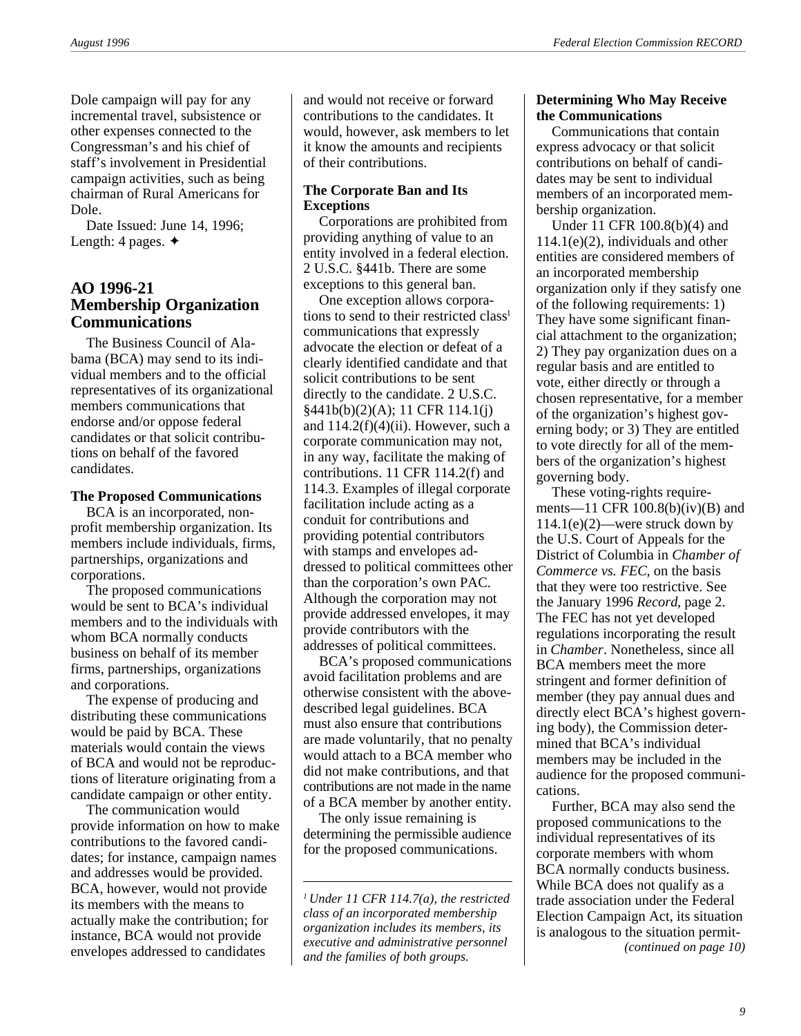Dole campaign will pay for any incremental travel, subsistence or other expenses connected to the Congressman's and his chief of staff's involvement in Presidential campaign activities, such as being chairman of Rural Americans for Dole.

Date Issued: June 14, 1996; Length: 4 pages. ✦

## AO 1996-21 Membership Organization Communications

The Business Council of Alabama (BCA) may send to its individual members and to the official representatives of its organizational members communications that endorse and/or oppose federal candidates or that solicit contributions on behalf of the favored candidates.

### The Proposed Communications

BCA is an incorporated, nonprofit membership organization. Its members include individuals, firms, partnerships, organizations and corporations.

The proposed communications would be sent to BCA's individual members and to the individuals with whom BCA normally conducts business on behalf of its member firms, partnerships, organizations and corporations.

The expense of producing and distributing these communications would be paid by BCA. These materials would contain the views of BCA and would not be reproductions of literature originating from a candidate campaign or other entity.

The communication would provide information on how to make contributions to the favored candidates; for instance, campaign names and addresses would be provided. BCA, however, would not provide its members with the means to actually make the contribution; for instance, BCA would not provide envelopes addressed to candidates and would not receive or forward contributions to the candidates. It would, however, ask members to let it know the amounts and recipients of their contributions.

### The Corporate Ban and Its Exceptions

Corporations are prohibited from providing anything of value to an entity involved in a federal election. 2 U.S.C. §441b. There are some exceptions to this general ban.

One exception allows corporations to send to their restricted class[1] communications that expressly advocate the election or defeat of a clearly identified candidate and that solicit contributions to be sent directly to the candidate. 2 U.S.C. §441b(b)(2)(A); 11 CFR 114.1(j) and 114.2(f)(4)(ii). However, such a corporate communication may not, in any way, facilitate the making of contributions. 11 CFR 114.2(f) and 114.3. Examples of illegal corporate facilitation include acting as a conduit for contributions and providing potential contributors with stamps and envelopes addressed to political committees other than the corporation's own PAC. Although the corporation may not provide addressed envelopes, it may provide contributors with the addresses of political committees.

BCA's proposed communications avoid facilitation problems and are otherwise consistent with the above-described legal guidelines. BCA must also ensure that contributions are made voluntarily, that no penalty would attach to a BCA member who did not make contributions, and that contributions are not made in the name of a BCA member by another entity.

The only issue remaining is determining the permissible audience for the proposed communications.

### Determining Who May Receive the Communications

Communications that contain express advocacy or that solicit contributions on behalf of candidates may be sent to individual members of an incorporated membership organization.

Under 11 CFR 100.8(b)(4) and 114.1(e)(2), individuals and other entities are considered members of an incorporated membership organization only if they satisfy one of the following requirements: 1) They have some significant financial attachment to the organization; 2) They pay organization dues on a regular basis and are entitled to vote, either directly or through a chosen representative, for a member of the organization's highest governing body; or 3) They are entitled to vote directly for all of the members of the organization's highest governing body.

These voting-rights requirements—11 CFR 100.8(b)(iv)(B) and 114.1(e)(2)—were struck down by the U.S. Court of Appeals for the District of Columbia in *Chamber of Commerce vs. FEC*, on the basis that they were too restrictive. See the January 1996 *Record*, page 2. The FEC has not yet developed regulations incorporating the result in *Chamber*. Nonetheless, since all BCA members meet the more stringent and former definition of member (they pay annual dues and directly elect BCA's highest governing body), the Commission determined that BCA's individual members may be included in the audience for the proposed communications.

Further, BCA may also send the proposed communications to the individual representatives of its corporate members with whom BCA normally conducts business. While BCA does not qualify as a trade association under the Federal Election Campaign Act, its situation is analogous to the situation permit-

*(continued on page 10)*

---

[1] *Under 11 CFR 114.7(a), the restricted class of an incorporated membership organization includes its members, its executive and administrative personnel and the families of both groups.*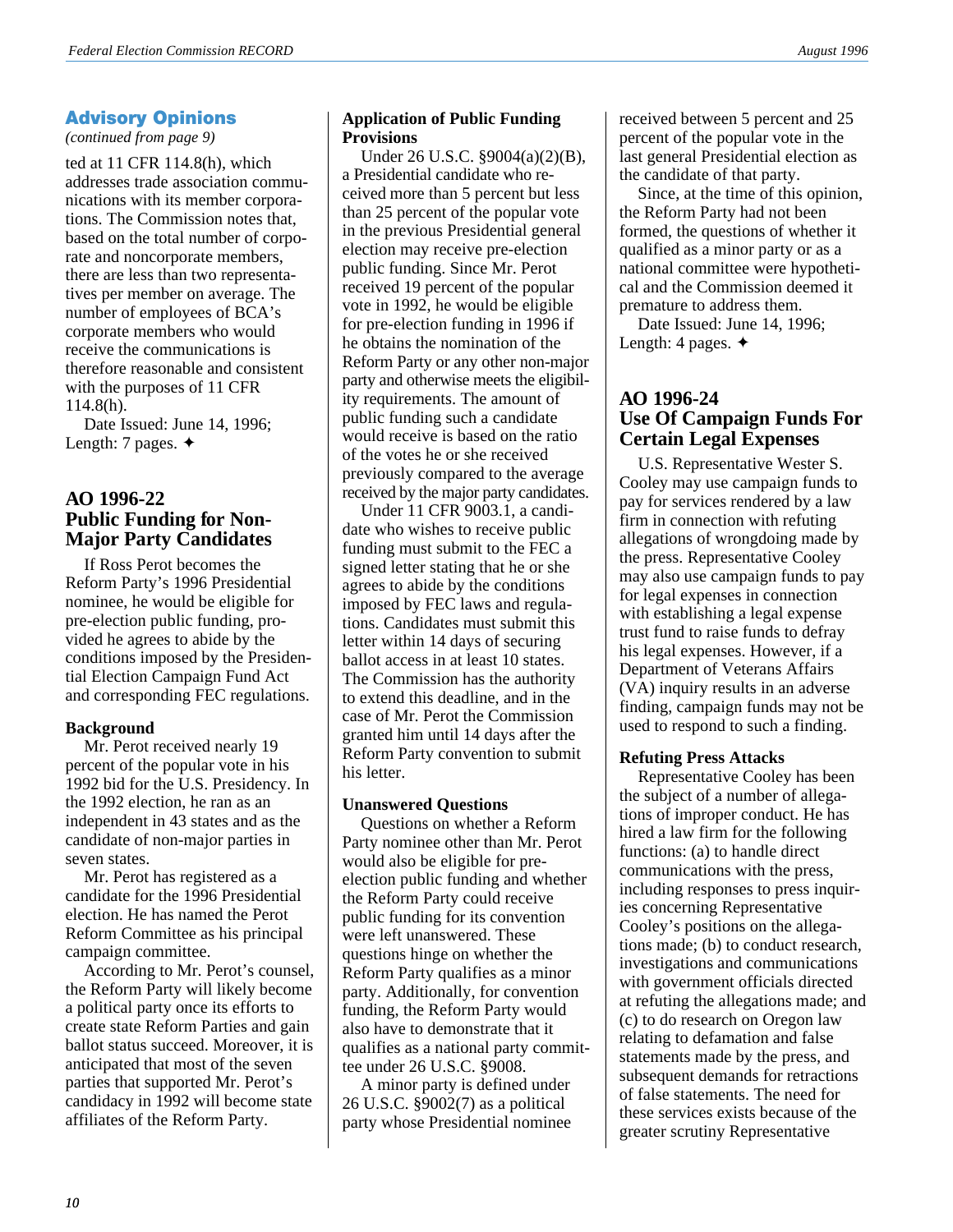## Advisory Opinions

*(continued from page 9)*

ted at 11 CFR 114.8(h), which addresses trade association communications with its member corporations. The Commission notes that, based on the total number of corporate and noncorporate members, there are less than two representatives per member on average. The number of employees of BCA's corporate members who would receive the communications is therefore reasonable and consistent with the purposes of 11 CFR 114.8(h).

Date Issued: June 14, 1996; Length: 7 pages. ✦

### AO 1996-22 Public Funding for Non-Major Party Candidates

If Ross Perot becomes the Reform Party's 1996 Presidential nominee, he would be eligible for pre-election public funding, provided he agrees to abide by the conditions imposed by the Presidential Election Campaign Fund Act and corresponding FEC regulations.

#### Background

Mr. Perot received nearly 19 percent of the popular vote in his 1992 bid for the U.S. Presidency. In the 1992 election, he ran as an independent in 43 states and as the candidate of non-major parties in seven states.

Mr. Perot has registered as a candidate for the 1996 Presidential election. He has named the Perot Reform Committee as his principal campaign committee.

According to Mr. Perot's counsel, the Reform Party will likely become a political party once its efforts to create state Reform Parties and gain ballot status succeed. Moreover, it is anticipated that most of the seven parties that supported Mr. Perot's candidacy in 1992 will become state affiliates of the Reform Party.

#### Application of Public Funding Provisions

Under 26 U.S.C. §9004(a)(2)(B), a Presidential candidate who received more than 5 percent but less than 25 percent of the popular vote in the previous Presidential general election may receive pre-election public funding. Since Mr. Perot received 19 percent of the popular vote in 1992, he would be eligible for pre-election funding in 1996 if he obtains the nomination of the Reform Party or any other non-major party and otherwise meets the eligibility requirements. The amount of public funding such a candidate would receive is based on the ratio of the votes he or she received previously compared to the average received by the major party candidates.

Under 11 CFR 9003.1, a candidate who wishes to receive public funding must submit to the FEC a signed letter stating that he or she agrees to abide by the conditions imposed by FEC laws and regulations. Candidates must submit this letter within 14 days of securing ballot access in at least 10 states. The Commission has the authority to extend this deadline, and in the case of Mr. Perot the Commission granted him until 14 days after the Reform Party convention to submit his letter.

#### Unanswered Questions

Questions on whether a Reform Party nominee other than Mr. Perot would also be eligible for pre-election public funding and whether the Reform Party could receive public funding for its convention were left unanswered. These questions hinge on whether the Reform Party qualifies as a minor party. Additionally, for convention funding, the Reform Party would also have to demonstrate that it qualifies as a national party committee under 26 U.S.C. §9008.

A minor party is defined under 26 U.S.C. §9002(7) as a political party whose Presidential nominee received between 5 percent and 25 percent of the popular vote in the last general Presidential election as the candidate of that party.

Since, at the time of this opinion, the Reform Party had not been formed, the questions of whether it qualified as a minor party or as a national committee were hypothetical and the Commission deemed it premature to address them.

Date Issued: June 14, 1996; Length: 4 pages. ✦

### AO 1996-24 Use Of Campaign Funds For Certain Legal Expenses

U.S. Representative Wester S. Cooley may use campaign funds to pay for services rendered by a law firm in connection with refuting allegations of wrongdoing made by the press. Representative Cooley may also use campaign funds to pay for legal expenses in connection with establishing a legal expense trust fund to raise funds to defray his legal expenses. However, if a Department of Veterans Affairs (VA) inquiry results in an adverse finding, campaign funds may not be used to respond to such a finding.

#### Refuting Press Attacks

Representative Cooley has been the subject of a number of allegations of improper conduct. He has hired a law firm for the following functions: (a) to handle direct communications with the press, including responses to press inquiries concerning Representative Cooley's positions on the allegations made; (b) to conduct research, investigations and communications with government officials directed at refuting the allegations made; and (c) to do research on Oregon law relating to defamation and false statements made by the press, and subsequent demands for retractions of false statements. The need for these services exists because of the greater scrutiny Representative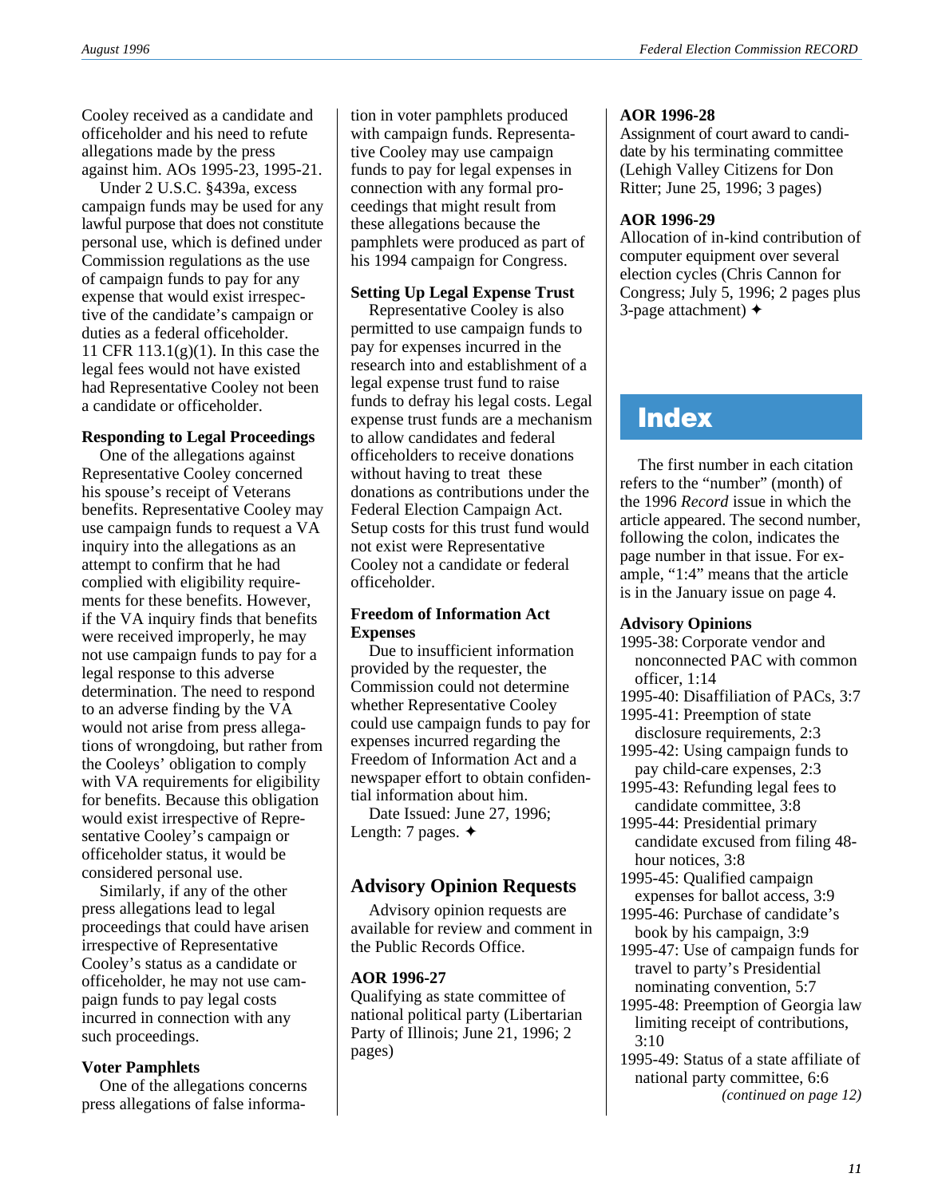Cooley received as a candidate and officeholder and his need to refute allegations made by the press against him. AOs 1995-23, 1995-21.

Under 2 U.S.C. §439a, excess campaign funds may be used for any lawful purpose that does not constitute personal use, which is defined under Commission regulations as the use of campaign funds to pay for any expense that would exist irrespective of the candidate's campaign or duties as a federal officeholder. 11 CFR 113.1(g)(1). In this case the legal fees would not have existed had Representative Cooley not been a candidate or officeholder.

**Responding to Legal Proceedings**

One of the allegations against Representative Cooley concerned his spouse's receipt of Veterans benefits. Representative Cooley may use campaign funds to request a VA inquiry into the allegations as an attempt to confirm that he had complied with eligibility requirements for these benefits. However, if the VA inquiry finds that benefits were received improperly, he may not use campaign funds to pay for a legal response to this adverse determination. The need to respond to an adverse finding by the VA would not arise from press allegations of wrongdoing, but rather from the Cooleys' obligation to comply with VA requirements for eligibility for benefits. Because this obligation would exist irrespective of Representative Cooley's campaign or officeholder status, it would be considered personal use.

Similarly, if any of the other press allegations lead to legal proceedings that could have arisen irrespective of Representative Cooley's status as a candidate or officeholder, he may not use campaign funds to pay legal costs incurred in connection with any such proceedings.

**Voter Pamphlets**

One of the allegations concerns press allegations of false information in voter pamphlets produced with campaign funds. Representative Cooley may use campaign funds to pay for legal expenses in connection with any formal proceedings that might result from these allegations because the pamphlets were produced as part of his 1994 campaign for Congress.

**Setting Up Legal Expense Trust**

Representative Cooley is also permitted to use campaign funds to pay for expenses incurred in the research into and establishment of a legal expense trust fund to raise funds to defray his legal costs. Legal expense trust funds are a mechanism to allow candidates and federal officeholders to receive donations without having to treat these donations as contributions under the Federal Election Campaign Act. Setup costs for this trust fund would not exist were Representative Cooley not a candidate or federal officeholder.

**Freedom of Information Act Expenses**

Due to insufficient information provided by the requester, the Commission could not determine whether Representative Cooley could use campaign funds to pay for expenses incurred regarding the Freedom of Information Act and a newspaper effort to obtain confidential information about him.

Date Issued: June 27, 1996; Length: 7 pages. ✦

## Advisory Opinion Requests

Advisory opinion requests are available for review and comment in the Public Records Office.

**AOR 1996-27**
Qualifying as state committee of national political party (Libertarian Party of Illinois; June 21, 1996; 2 pages)

**AOR 1996-28**
Assignment of court award to candidate by his terminating committee (Lehigh Valley Citizens for Don Ritter; June 25, 1996; 3 pages)

**AOR 1996-29**
Allocation of in-kind contribution of computer equipment over several election cycles (Chris Cannon for Congress; July 5, 1996; 2 pages plus 3-page attachment) ✦

## Index

The first number in each citation refers to the "number" (month) of the 1996 *Record* issue in which the article appeared. The second number, following the colon, indicates the page number in that issue. For example, "1:4" means that the article is in the January issue on page 4.

**Advisory Opinions**

1995-38: Corporate vendor and nonconnected PAC with common officer, 1:14
1995-40: Disaffiliation of PACs, 3:7
1995-41: Preemption of state disclosure requirements, 2:3
1995-42: Using campaign funds to pay child-care expenses, 2:3
1995-43: Refunding legal fees to candidate committee, 3:8
1995-44: Presidential primary candidate excused from filing 48-hour notices, 3:8
1995-45: Qualified campaign expenses for ballot access, 3:9
1995-46: Purchase of candidate's book by his campaign, 3:9
1995-47: Use of campaign funds for travel to party's Presidential nominating convention, 5:7
1995-48: Preemption of Georgia law limiting receipt of contributions, 3:10
1995-49: Status of a state affiliate of national party committee, 6:6

*(continued on page 12)*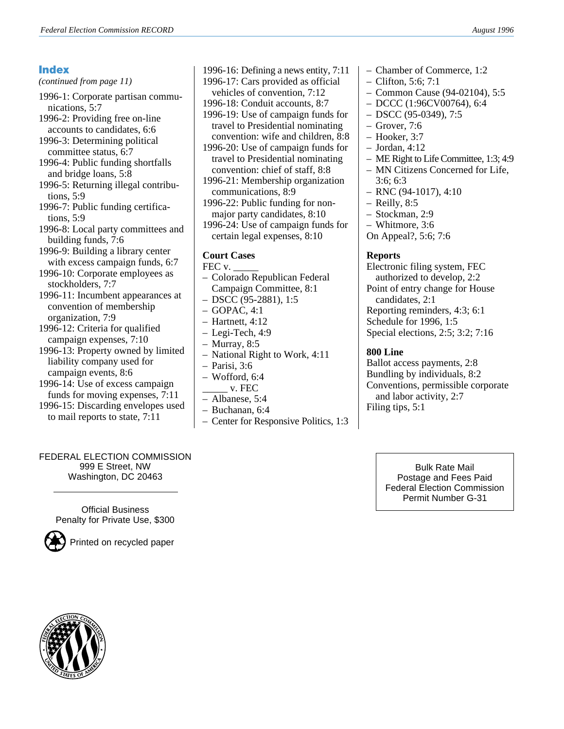## Index

*(continued from page 11)*

1996-1: Corporate partisan communications, 5:7
1996-2: Providing free on-line accounts to candidates, 6:6
1996-3: Determining political committee status, 6:7
1996-4: Public funding shortfalls and bridge loans, 5:8
1996-5: Returning illegal contributions, 5:9
1996-7: Public funding certifications, 5:9
1996-8: Local party committees and building funds, 7:6
1996-9: Building a library center with excess campaign funds, 6:7
1996-10: Corporate employees as stockholders, 7:7
1996-11: Incumbent appearances at convention of membership organization, 7:9
1996-12: Criteria for qualified campaign expenses, 7:10
1996-13: Property owned by limited liability company used for campaign events, 8:6
1996-14: Use of excess campaign funds for moving expenses, 7:11
1996-15: Discarding envelopes used to mail reports to state, 7:11
1996-16: Defining a news entity, 7:11
1996-17: Cars provided as official vehicles of convention, 7:12
1996-18: Conduit accounts, 8:7
1996-19: Use of campaign funds for travel to Presidential nominating convention: wife and children, 8:8
1996-20: Use of campaign funds for travel to Presidential nominating convention: chief of staff, 8:8
1996-21: Membership organization communications, 8:9
1996-22: Public funding for non-major party candidates, 8:10
1996-24: Use of campaign funds for certain legal expenses, 8:10

### Court Cases

FEC v. _____
– Colorado Republican Federal Campaign Committee, 8:1
– DSCC (95-2881), 1:5
– GOPAC, 4:1
– Hartnett, 4:12
– Legi-Tech, 4:9
– Murray, 8:5
– National Right to Work, 4:11
– Parisi, 3:6
– Wofford, 6:4

_____ v. FEC
– Albanese, 5:4
– Buchanan, 6:4
– Center for Responsive Politics, 1:3
– Chamber of Commerce, 1:2
– Clifton, 5:6; 7:1
– Common Cause (94-02104), 5:5
– DCCC (1:96CV00764), 6:4
– DSCC (95-0349), 7:5
– Grover, 7:6
– Hooker, 3:7
– Jordan, 4:12
– ME Right to Life Committee, 1:3; 4:9
– MN Citizens Concerned for Life, 3:6; 6:3
– RNC (94-1017), 4:10
– Reilly, 8:5
– Stockman, 2:9
– Whitmore, 3:6

On Appeal?, 5:6; 7:6

### Reports

Electronic filing system, FEC authorized to develop, 2:2
Point of entry change for House candidates, 2:1
Reporting reminders, 4:3; 6:1
Schedule for 1996, 1:5
Special elections, 2:5; 3:2; 7:16

### 800 Line

Ballot access payments, 2:8
Bundling by individuals, 8:2
Conventions, permissible corporate and labor activity, 2:7
Filing tips, 5:1

FEDERAL ELECTION COMMISSION
999 E Street, NW
Washington, DC 20463

Official Business
Penalty for Private Use, $300

Printed on recycled paper

Bulk Rate Mail
Postage and Fees Paid
Federal Election Commission
Permit Number G-31